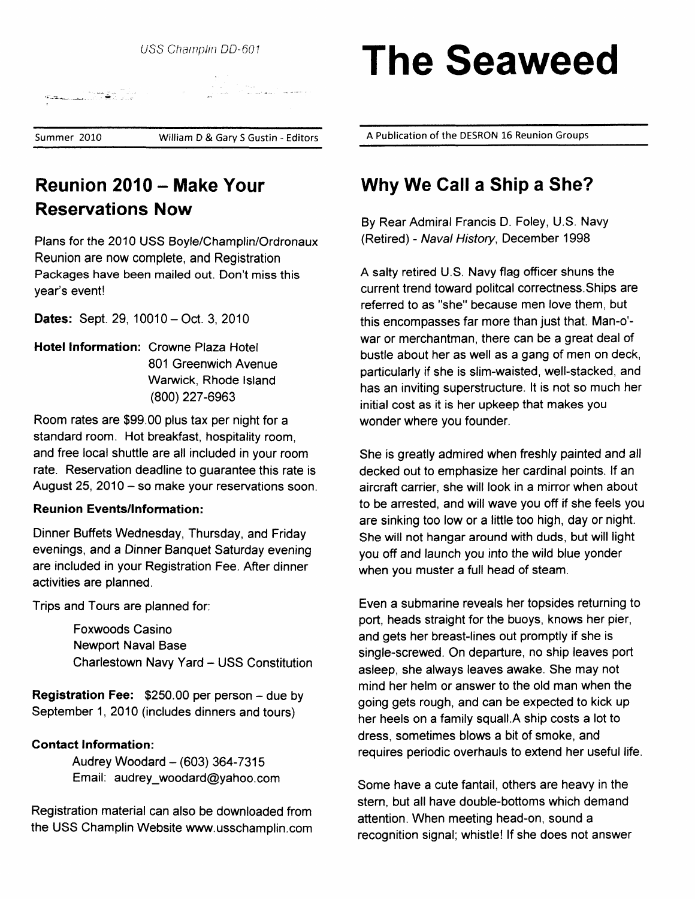USS Champlin DD-601

# The Seaweed

Summer 2010 — William D & Gary S Gustin - Editors

A Publication of the DESRON 16 Reunion Groups

## Reunion 2010 – Make Your Reservations Now

Plans for the 2010 USS Boyle/Champlin/Ordronaux Reunion are now complete, and Registration Packages have been mailed out. Don't miss this year's event!

**Dates:** Sept. 29, 10010 – Oct. 3, 2010

**Hotel Information:** Crowne Plaza Hotel
801 Greenwich Avenue
Warwick, Rhode Island
(800) 227-6963

Room rates are $99.00 plus tax per night for a standard room. Hot breakfast, hospitality room, and free local shuttle are all included in your room rate. Reservation deadline to guarantee this rate is August 25, 2010 – so make your reservations soon.

**Reunion Events/Information:**

Dinner Buffets Wednesday, Thursday, and Friday evenings, and a Dinner Banquet Saturday evening are included in your Registration Fee. After dinner activities are planned.

Trips and Tours are planned for:

- Foxwoods Casino
- Newport Naval Base
- Charlestown Navy Yard – USS Constitution

**Registration Fee:** $250.00 per person – due by September 1, 2010 (includes dinners and tours)

**Contact Information:**

Audrey Woodard – (603) 364-7315
Email: audrey_woodard@yahoo.com

Registration material can also be downloaded from the USS Champlin Website www.usschamplin.com

## Why We Call a Ship a She?

By Rear Admiral Francis D. Foley, U.S. Navy (Retired) - *Naval History*, December 1998

A salty retired U.S. Navy flag officer shuns the current trend toward politcal correctness.Ships are referred to as "she" because men love them, but this encompasses far more than just that. Man-o'-war or merchantman, there can be a great deal of bustle about her as well as a gang of men on deck, particularly if she is slim-waisted, well-stacked, and has an inviting superstructure. It is not so much her initial cost as it is her upkeep that makes you wonder where you founder.

She is greatly admired when freshly painted and all decked out to emphasize her cardinal points. If an aircraft carrier, she will look in a mirror when about to be arrested, and will wave you off if she feels you are sinking too low or a little too high, day or night. She will not hangar around with duds, but will light you off and launch you into the wild blue yonder when you muster a full head of steam.

Even a submarine reveals her topsides returning to port, heads straight for the buoys, knows her pier, and gets her breast-lines out promptly if she is single-screwed. On departure, no ship leaves port asleep, she always leaves awake. She may not mind her helm or answer to the old man when the going gets rough, and can be expected to kick up her heels on a family squall.A ship costs a lot to dress, sometimes blows a bit of smoke, and requires periodic overhauls to extend her useful life.

Some have a cute fantail, others are heavy in the stern, but all have double-bottoms which demand attention. When meeting head-on, sound a recognition signal; whistle! If she does not answer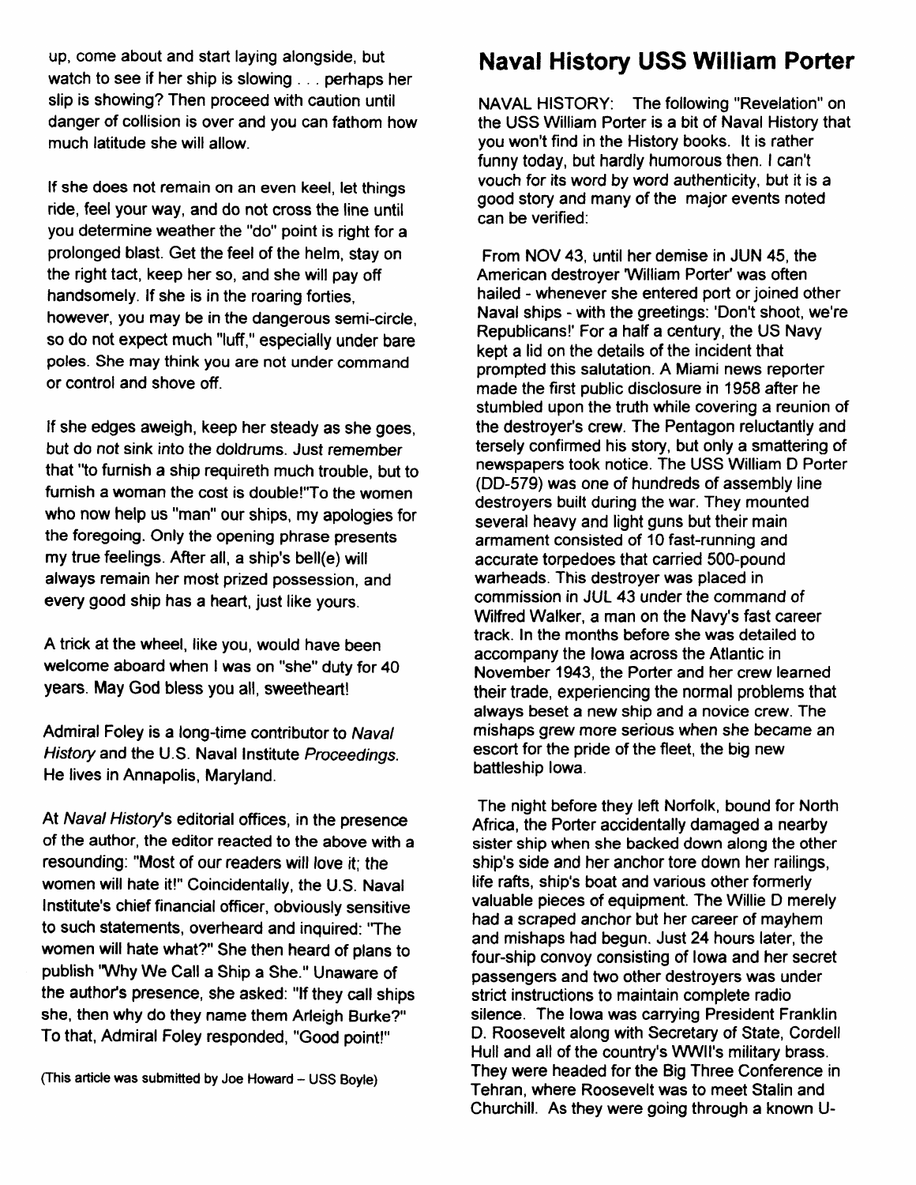up, come about and start laying alongside, but watch to see if her ship is slowing . . . perhaps her slip is showing? Then proceed with caution until danger of collision is over and you can fathom how much latitude she will allow.

If she does not remain on an even keel, let things ride, feel your way, and do not cross the line until you determine weather the "do" point is right for a prolonged blast. Get the feel of the helm, stay on the right tact, keep her so, and she will pay off handsomely. If she is in the roaring forties, however, you may be in the dangerous semi-circle, so do not expect much "luff," especially under bare poles. She may think you are not under command or control and shove off.

If she edges aweigh, keep her steady as she goes, but do not sink into the doldrums. Just remember that "to furnish a ship requireth much trouble, but to furnish a woman the cost is double!"To the women who now help us "man" our ships, my apologies for the foregoing. Only the opening phrase presents my true feelings. After all, a ship's bell(e) will always remain her most prized possession, and every good ship has a heart, just like yours.

A trick at the wheel, like you, would have been welcome aboard when I was on "she" duty for 40 years. May God bless you all, sweetheart!

Admiral Foley is a long-time contributor to *Naval History* and the U.S. Naval Institute *Proceedings*. He lives in Annapolis, Maryland.

At *Naval History*'s editorial offices, in the presence of the author, the editor reacted to the above with a resounding: "Most of our readers will love it; the women will hate it!" Coincidentally, the U.S. Naval Institute's chief financial officer, obviously sensitive to such statements, overheard and inquired: "The women will hate what?" She then heard of plans to publish "Why We Call a Ship a She." Unaware of the author's presence, she asked: "If they call ships she, then why do they name them Arleigh Burke?" To that, Admiral Foley responded, "Good point!"

(This article was submitted by Joe Howard – USS Boyle)

## Naval History USS William Porter

NAVAL HISTORY: The following "Revelation" on the USS William Porter is a bit of Naval History that you won't find in the History books. It is rather funny today, but hardly humorous then. I can't vouch for its word by word authenticity, but it is a good story and many of the major events noted can be verified:

From NOV 43, until her demise in JUN 45, the American destroyer 'William Porter' was often hailed - whenever she entered port or joined other Naval ships - with the greetings: 'Don't shoot, we're Republicans!' For a half a century, the US Navy kept a lid on the details of the incident that prompted this salutation. A Miami news reporter made the first public disclosure in 1958 after he stumbled upon the truth while covering a reunion of the destroyer's crew. The Pentagon reluctantly and tersely confirmed his story, but only a smattering of newspapers took notice. The USS William D Porter (DD-579) was one of hundreds of assembly line destroyers built during the war. They mounted several heavy and light guns but their main armament consisted of 10 fast-running and accurate torpedoes that carried 500-pound warheads. This destroyer was placed in commission in JUL 43 under the command of Wilfred Walker, a man on the Navy's fast career track. In the months before she was detailed to accompany the Iowa across the Atlantic in November 1943, the Porter and her crew learned their trade, experiencing the normal problems that always beset a new ship and a novice crew. The mishaps grew more serious when she became an escort for the pride of the fleet, the big new battleship Iowa.

The night before they left Norfolk, bound for North Africa, the Porter accidentally damaged a nearby sister ship when she backed down along the other ship's side and her anchor tore down her railings, life rafts, ship's boat and various other formerly valuable pieces of equipment. The Willie D merely had a scraped anchor but her career of mayhem and mishaps had begun. Just 24 hours later, the four-ship convoy consisting of Iowa and her secret passengers and two other destroyers was under strict instructions to maintain complete radio silence. The Iowa was carrying President Franklin D. Roosevelt along with Secretary of State, Cordell Hull and all of the country's WWII's military brass. They were headed for the Big Three Conference in Tehran, where Roosevelt was to meet Stalin and Churchill. As they were going through a known U-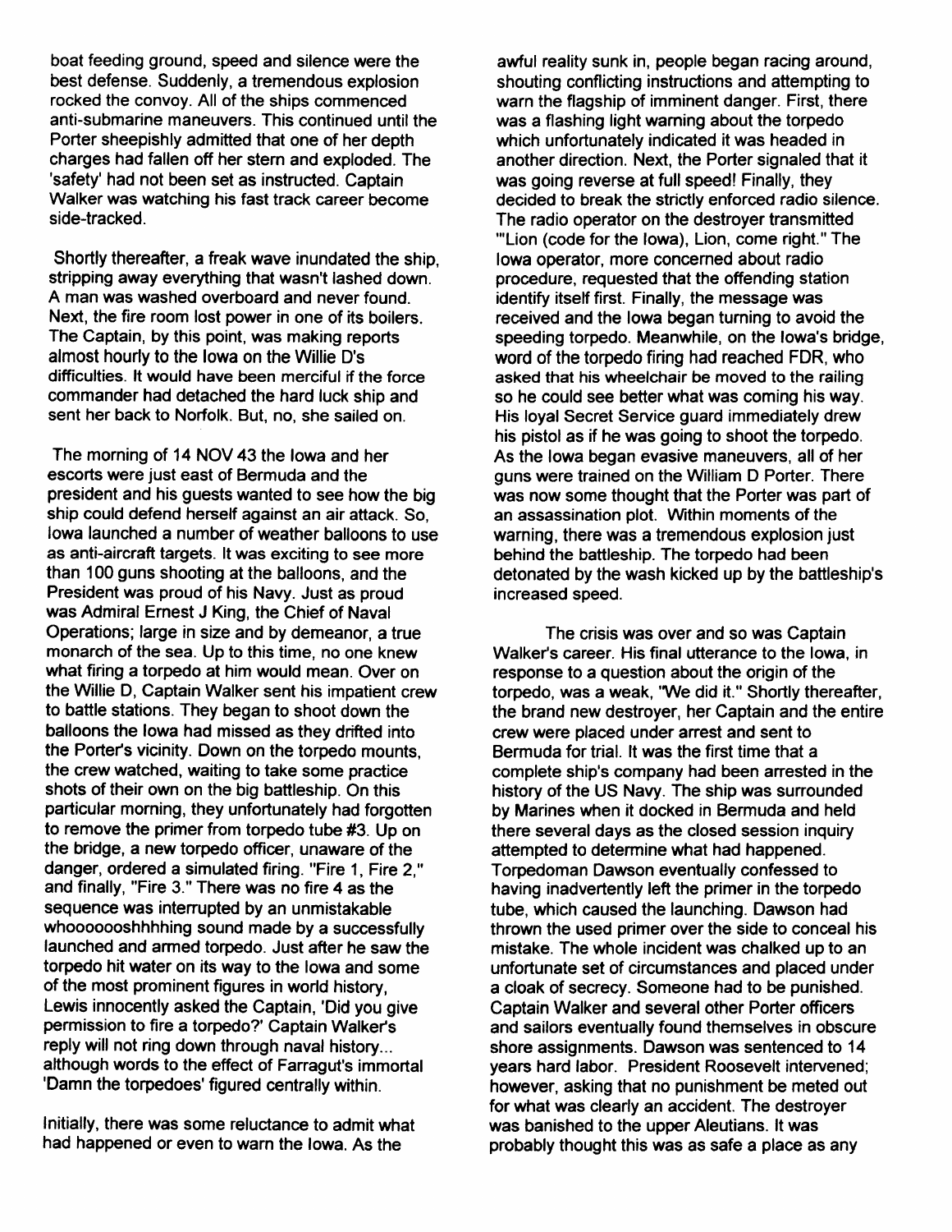boat feeding ground, speed and silence were the best defense. Suddenly, a tremendous explosion rocked the convoy. All of the ships commenced anti-submarine maneuvers. This continued until the Porter sheepishly admitted that one of her depth charges had fallen off her stern and exploded. The 'safety' had not been set as instructed. Captain Walker was watching his fast track career become side-tracked.

Shortly thereafter, a freak wave inundated the ship, stripping away everything that wasn't lashed down. A man was washed overboard and never found. Next, the fire room lost power in one of its boilers. The Captain, by this point, was making reports almost hourly to the Iowa on the Willie D's difficulties. It would have been merciful if the force commander had detached the hard luck ship and sent her back to Norfolk. But, no, she sailed on.

The morning of 14 NOV 43 the Iowa and her escorts were just east of Bermuda and the president and his guests wanted to see how the big ship could defend herself against an air attack. So, Iowa launched a number of weather balloons to use as anti-aircraft targets. It was exciting to see more than 100 guns shooting at the balloons, and the President was proud of his Navy. Just as proud was Admiral Ernest J King, the Chief of Naval Operations; large in size and by demeanor, a true monarch of the sea. Up to this time, no one knew what firing a torpedo at him would mean. Over on the Willie D, Captain Walker sent his impatient crew to battle stations. They began to shoot down the balloons the Iowa had missed as they drifted into the Porter's vicinity. Down on the torpedo mounts, the crew watched, waiting to take some practice shots of their own on the big battleship. On this particular morning, they unfortunately had forgotten to remove the primer from torpedo tube #3. Up on the bridge, a new torpedo officer, unaware of the danger, ordered a simulated firing. "Fire 1, Fire 2," and finally, "Fire 3." There was no fire 4 as the sequence was interrupted by an unmistakable whooooooshhhhing sound made by a successfully launched and armed torpedo. Just after he saw the torpedo hit water on its way to the Iowa and some of the most prominent figures in world history, Lewis innocently asked the Captain, 'Did you give permission to fire a torpedo?' Captain Walker's reply will not ring down through naval history... although words to the effect of Farragut's immortal 'Damn the torpedoes' figured centrally within.

Initially, there was some reluctance to admit what had happened or even to warn the Iowa. As the awful reality sunk in, people began racing around, shouting conflicting instructions and attempting to warn the flagship of imminent danger. First, there was a flashing light warning about the torpedo which unfortunately indicated it was headed in another direction. Next, the Porter signaled that it was going reverse at full speed! Finally, they decided to break the strictly enforced radio silence. The radio operator on the destroyer transmitted "'Lion (code for the Iowa), Lion, come right." The Iowa operator, more concerned about radio procedure, requested that the offending station identify itself first. Finally, the message was received and the Iowa began turning to avoid the speeding torpedo. Meanwhile, on the Iowa's bridge, word of the torpedo firing had reached FDR, who asked that his wheelchair be moved to the railing so he could see better what was coming his way. His loyal Secret Service guard immediately drew his pistol as if he was going to shoot the torpedo. As the Iowa began evasive maneuvers, all of her guns were trained on the William D Porter. There was now some thought that the Porter was part of an assassination plot. Within moments of the warning, there was a tremendous explosion just behind the battleship. The torpedo had been detonated by the wash kicked up by the battleship's increased speed.

The crisis was over and so was Captain Walker's career. His final utterance to the Iowa, in response to a question about the origin of the torpedo, was a weak, "We did it." Shortly thereafter, the brand new destroyer, her Captain and the entire crew were placed under arrest and sent to Bermuda for trial. It was the first time that a complete ship's company had been arrested in the history of the US Navy. The ship was surrounded by Marines when it docked in Bermuda and held there several days as the closed session inquiry attempted to determine what had happened. Torpedoman Dawson eventually confessed to having inadvertently left the primer in the torpedo tube, which caused the launching. Dawson had thrown the used primer over the side to conceal his mistake. The whole incident was chalked up to an unfortunate set of circumstances and placed under a cloak of secrecy. Someone had to be punished. Captain Walker and several other Porter officers and sailors eventually found themselves in obscure shore assignments. Dawson was sentenced to 14 years hard labor. President Roosevelt intervened; however, asking that no punishment be meted out for what was clearly an accident. The destroyer was banished to the upper Aleutians. It was probably thought this was as safe a place as any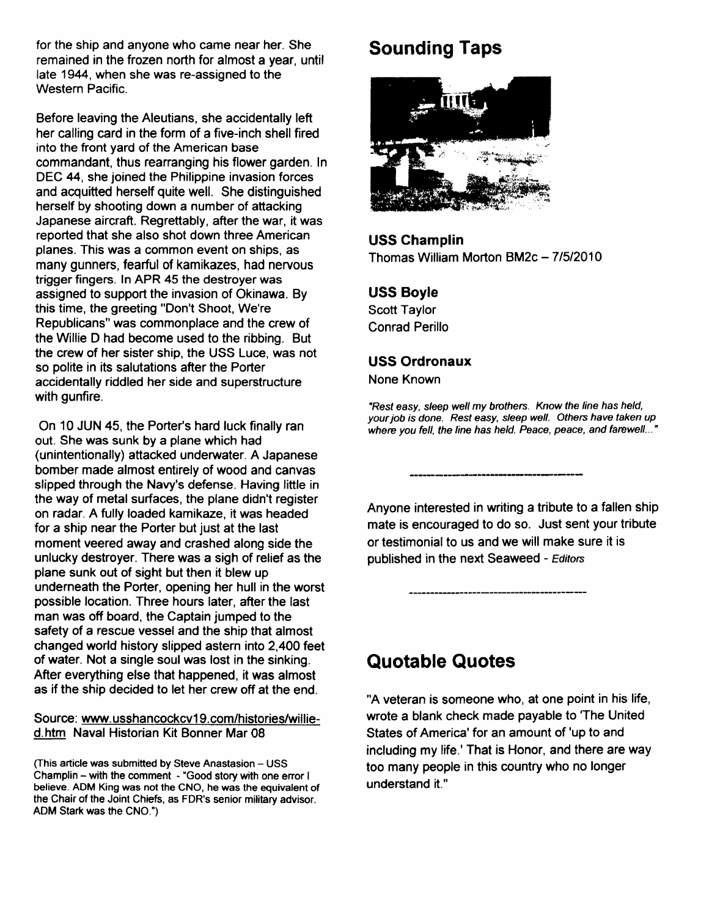for the ship and anyone who came near her. She remained in the frozen north for almost a year, until late 1944, when she was re-assigned to the Western Pacific.

Before leaving the Aleutians, she accidentally left her calling card in the form of a five-inch shell fired into the front yard of the American base commandant, thus rearranging his flower garden. In DEC 44, she joined the Philippine invasion forces and acquitted herself quite well. She distinguished herself by shooting down a number of attacking Japanese aircraft. Regrettably, after the war, it was reported that she also shot down three American planes. This was a common event on ships, as many gunners, fearful of kamikazes, had nervous trigger fingers. In APR 45 the destroyer was assigned to support the invasion of Okinawa. By this time, the greeting "Don't Shoot, We're Republicans" was commonplace and the crew of the Willie D had become used to the ribbing. But the crew of her sister ship, the USS Luce, was not so polite in its salutations after the Porter accidentally riddled her side and superstructure with gunfire.

On 10 JUN 45, the Porter's hard luck finally ran out. She was sunk by a plane which had (unintentionally) attacked underwater. A Japanese bomber made almost entirely of wood and canvas slipped through the Navy's defense. Having little in the way of metal surfaces, the plane didn't register on radar. A fully loaded kamikaze, it was headed for a ship near the Porter but just at the last moment veered away and crashed along side the unlucky destroyer. There was a sigh of relief as the plane sunk out of sight but then it blew up underneath the Porter, opening her hull in the worst possible location. Three hours later, after the last man was off board, the Captain jumped to the safety of a rescue vessel and the ship that almost changed world history slipped astern into 2,400 feet of water. Not a single soul was lost in the sinking. After everything else that happened, it was almost as if the ship decided to let her crew off at the end.

Source: www.usshancockcv19.com/histories/willie-d.htm Naval Historian Kit Bonner Mar 08

(This article was submitted by Steve Anastasion – USS Champlin – with the comment - "Good story with one error I believe. ADM King was not the CNO, he was the equivalent of the Chair of the Joint Chiefs, as FDR's senior military advisor. ADM Stark was the CNO.")

## Sounding Taps

**USS Champlin**
Thomas William Morton BM2c – 7/5/2010

**USS Boyle**
Scott Taylor
Conrad Perillo

**USS Ordronaux**
None Known

*"Rest easy, sleep well my brothers. Know the line has held, your job is done. Rest easy, sleep well. Others have taken up where you fell, the line has held. Peace, peace, and farewell..."*

---

Anyone interested in writing a tribute to a fallen ship mate is encouraged to do so. Just sent your tribute or testimonial to us and we will make sure it is published in the next Seaweed - *Editors*

---

## Quotable Quotes

"A veteran is someone who, at one point in his life, wrote a blank check made payable to 'The United States of America' for an amount of 'up to and including my life.' That is Honor, and there are way too many people in this country who no longer understand it."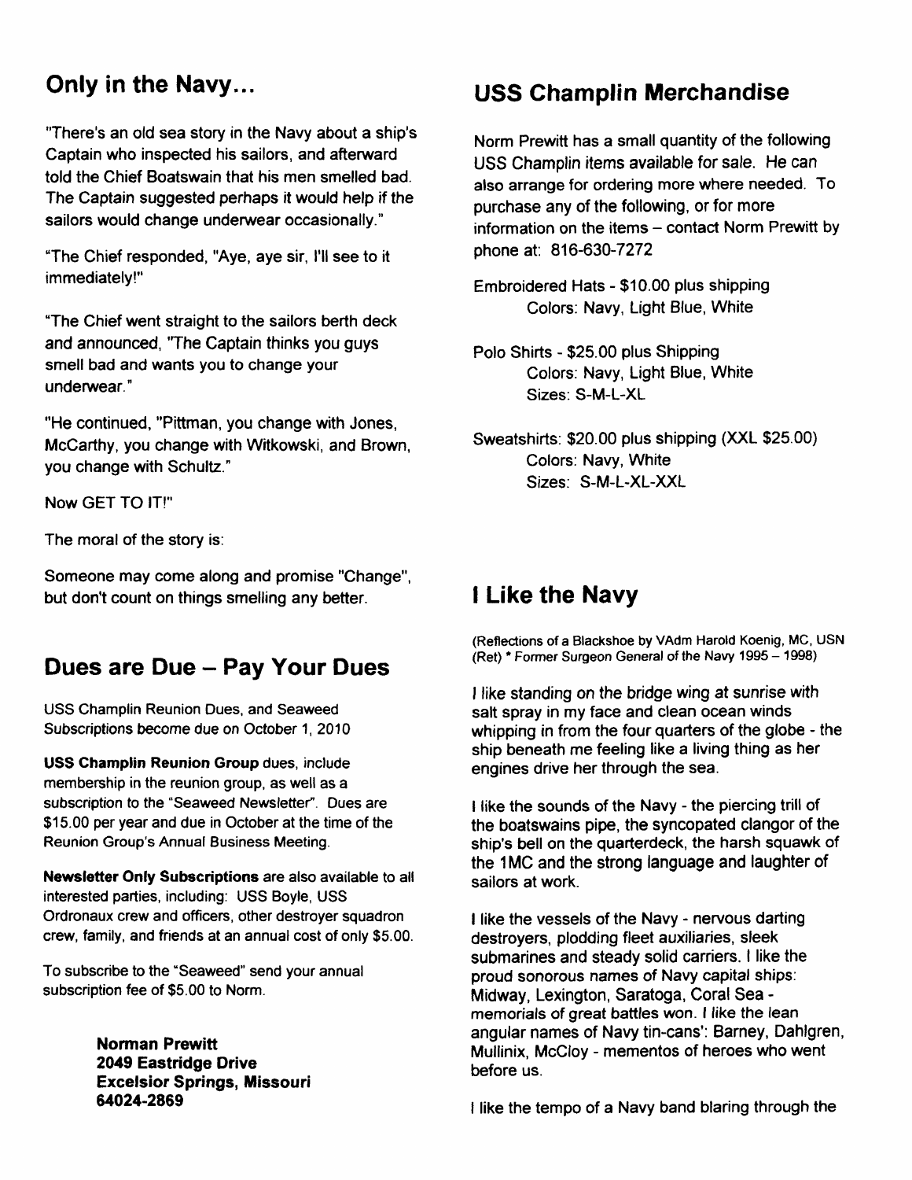## Only in the Navy...

"There's an old sea story in the Navy about a ship's Captain who inspected his sailors, and afterward told the Chief Boatswain that his men smelled bad. The Captain suggested perhaps it would help if the sailors would change underwear occasionally."

"The Chief responded, "Aye, aye sir, I'll see to it immediately!"

"The Chief went straight to the sailors berth deck and announced, "The Captain thinks you guys smell bad and wants you to change your underwear."

"He continued, "Pittman, you change with Jones, McCarthy, you change with Witkowski, and Brown, you change with Schultz."

Now GET TO IT!"

The moral of the story is:

Someone may come along and promise "Change", but don't count on things smelling any better.

## Dues are Due – Pay Your Dues

USS Champlin Reunion Dues, and Seaweed Subscriptions become due on October 1, 2010

**USS Champlin Reunion Group** dues, include membership in the reunion group, as well as a subscription to the "Seaweed Newsletter". Dues are $15.00 per year and due in October at the time of the Reunion Group's Annual Business Meeting.

**Newsletter Only Subscriptions** are also available to all interested parties, including: USS Boyle, USS Ordronaux crew and officers, other destroyer squadron crew, family, and friends at an annual cost of only $5.00.

To subscribe to the "Seaweed" send your annual subscription fee of $5.00 to Norm.

**Norman Prewitt**
**2049 Eastridge Drive**
**Excelsior Springs, Missouri**
**64024-2869**

## USS Champlin Merchandise

Norm Prewitt has a small quantity of the following USS Champlin items available for sale. He can also arrange for ordering more where needed. To purchase any of the following, or for more information on the items – contact Norm Prewitt by phone at: 816-630-7272

Embroidered Hats - $10.00 plus shipping
Colors: Navy, Light Blue, White

Polo Shirts - $25.00 plus Shipping
Colors: Navy, Light Blue, White
Sizes: S-M-L-XL

Sweatshirts: $20.00 plus shipping (XXL $25.00)
Colors: Navy, White
Sizes: S-M-L-XL-XXL

## I Like the Navy

(Reflections of a Blackshoe by VAdm Harold Koenig, MC, USN (Ret) * Former Surgeon General of the Navy 1995 – 1998)

I like standing on the bridge wing at sunrise with salt spray in my face and clean ocean winds whipping in from the four quarters of the globe - the ship beneath me feeling like a living thing as her engines drive her through the sea.

I like the sounds of the Navy - the piercing trill of the boatswains pipe, the syncopated clangor of the ship's bell on the quarterdeck, the harsh squawk of the 1MC and the strong language and laughter of sailors at work.

I like the vessels of the Navy - nervous darting destroyers, plodding fleet auxiliaries, sleek submarines and steady solid carriers. I like the proud sonorous names of Navy capital ships: Midway, Lexington, Saratoga, Coral Sea - memorials of great battles won. I like the lean angular names of Navy tin-cans': Barney, Dahlgren, Mullinix, McCloy - mementos of heroes who went before us.

I like the tempo of a Navy band blaring through the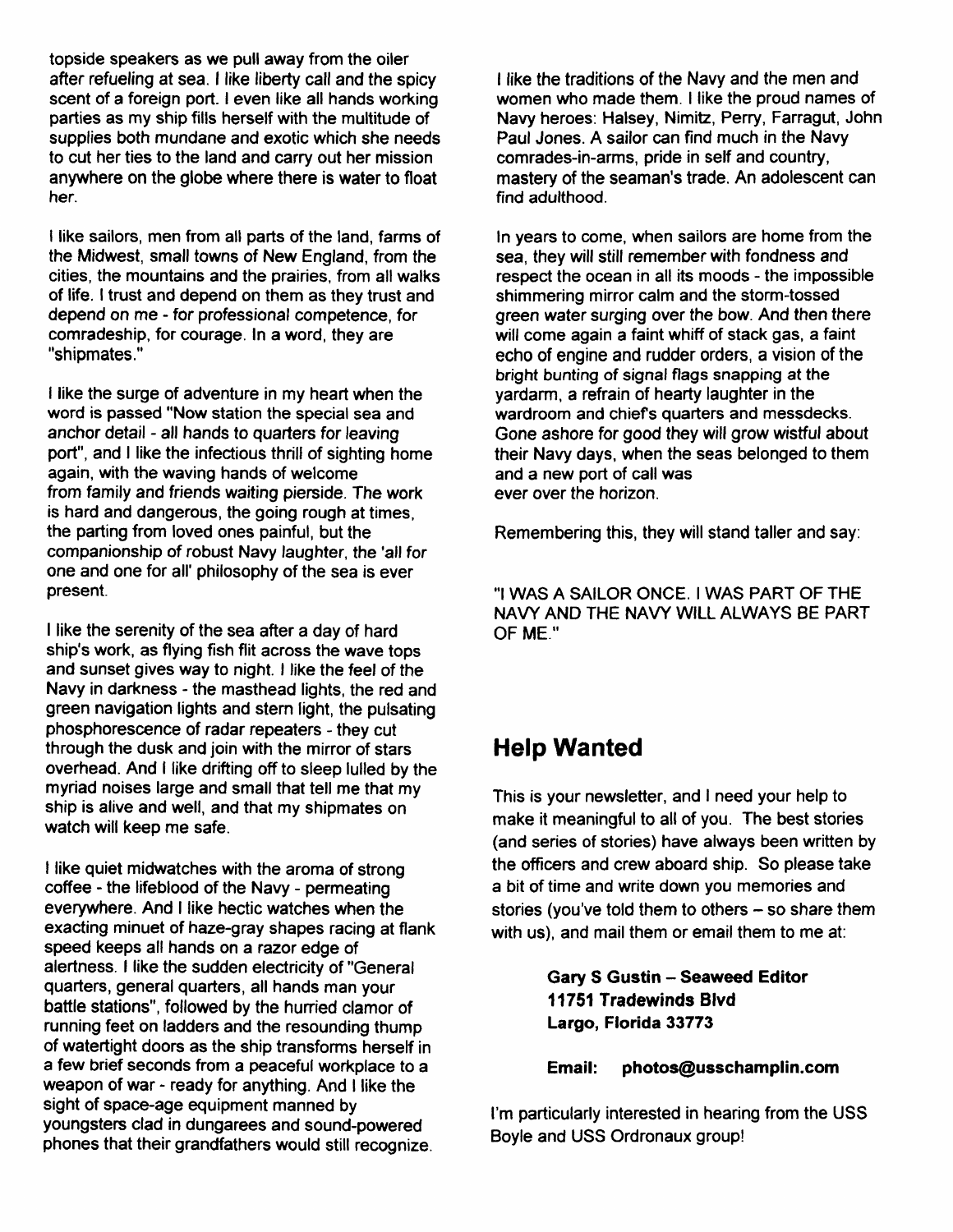topside speakers as we pull away from the oiler after refueling at sea. I like liberty call and the spicy scent of a foreign port. I even like all hands working parties as my ship fills herself with the multitude of supplies both mundane and exotic which she needs to cut her ties to the land and carry out her mission anywhere on the globe where there is water to float her.

I like sailors, men from all parts of the land, farms of the Midwest, small towns of New England, from the cities, the mountains and the prairies, from all walks of life. I trust and depend on them as they trust and depend on me - for professional competence, for comradeship, for courage. In a word, they are "shipmates."

I like the surge of adventure in my heart when the word is passed "Now station the special sea and anchor detail - all hands to quarters for leaving port", and I like the infectious thrill of sighting home again, with the waving hands of welcome from family and friends waiting pierside. The work is hard and dangerous, the going rough at times, the parting from loved ones painful, but the companionship of robust Navy laughter, the 'all for one and one for all' philosophy of the sea is ever present.

I like the serenity of the sea after a day of hard ship's work, as flying fish flit across the wave tops and sunset gives way to night. I like the feel of the Navy in darkness - the masthead lights, the red and green navigation lights and stern light, the pulsating phosphorescence of radar repeaters - they cut through the dusk and join with the mirror of stars overhead. And I like drifting off to sleep lulled by the myriad noises large and small that tell me that my ship is alive and well, and that my shipmates on watch will keep me safe.

I like quiet midwatches with the aroma of strong coffee - the lifeblood of the Navy - permeating everywhere. And I like hectic watches when the exacting minuet of haze-gray shapes racing at flank speed keeps all hands on a razor edge of alertness. I like the sudden electricity of "General quarters, general quarters, all hands man your battle stations", followed by the hurried clamor of running feet on ladders and the resounding thump of watertight doors as the ship transforms herself in a few brief seconds from a peaceful workplace to a weapon of war - ready for anything. And I like the sight of space-age equipment manned by youngsters clad in dungarees and sound-powered phones that their grandfathers would still recognize.

I like the traditions of the Navy and the men and women who made them. I like the proud names of Navy heroes: Halsey, Nimitz, Perry, Farragut, John Paul Jones. A sailor can find much in the Navy comrades-in-arms, pride in self and country, mastery of the seaman's trade. An adolescent can find adulthood.

In years to come, when sailors are home from the sea, they will still remember with fondness and respect the ocean in all its moods - the impossible shimmering mirror calm and the storm-tossed green water surging over the bow. And then there will come again a faint whiff of stack gas, a faint echo of engine and rudder orders, a vision of the bright bunting of signal flags snapping at the yardarm, a refrain of hearty laughter in the wardroom and chief's quarters and messdecks. Gone ashore for good they will grow wistful about their Navy days, when the seas belonged to them and a new port of call was ever over the horizon.

Remembering this, they will stand taller and say:

"I WAS A SAILOR ONCE. I WAS PART OF THE NAVY AND THE NAVY WILL ALWAYS BE PART OF ME."

## Help Wanted

This is your newsletter, and I need your help to make it meaningful to all of you. The best stories (and series of stories) have always been written by the officers and crew aboard ship. So please take a bit of time and write down you memories and stories (you've told them to others – so share them with us), and mail them or email them to me at:

**Gary S Gustin – Seaweed Editor**
**11751 Tradewinds Blvd**
**Largo, Florida 33773**

**Email: photos@usschamplin.com**

I'm particularly interested in hearing from the USS Boyle and USS Ordronaux group!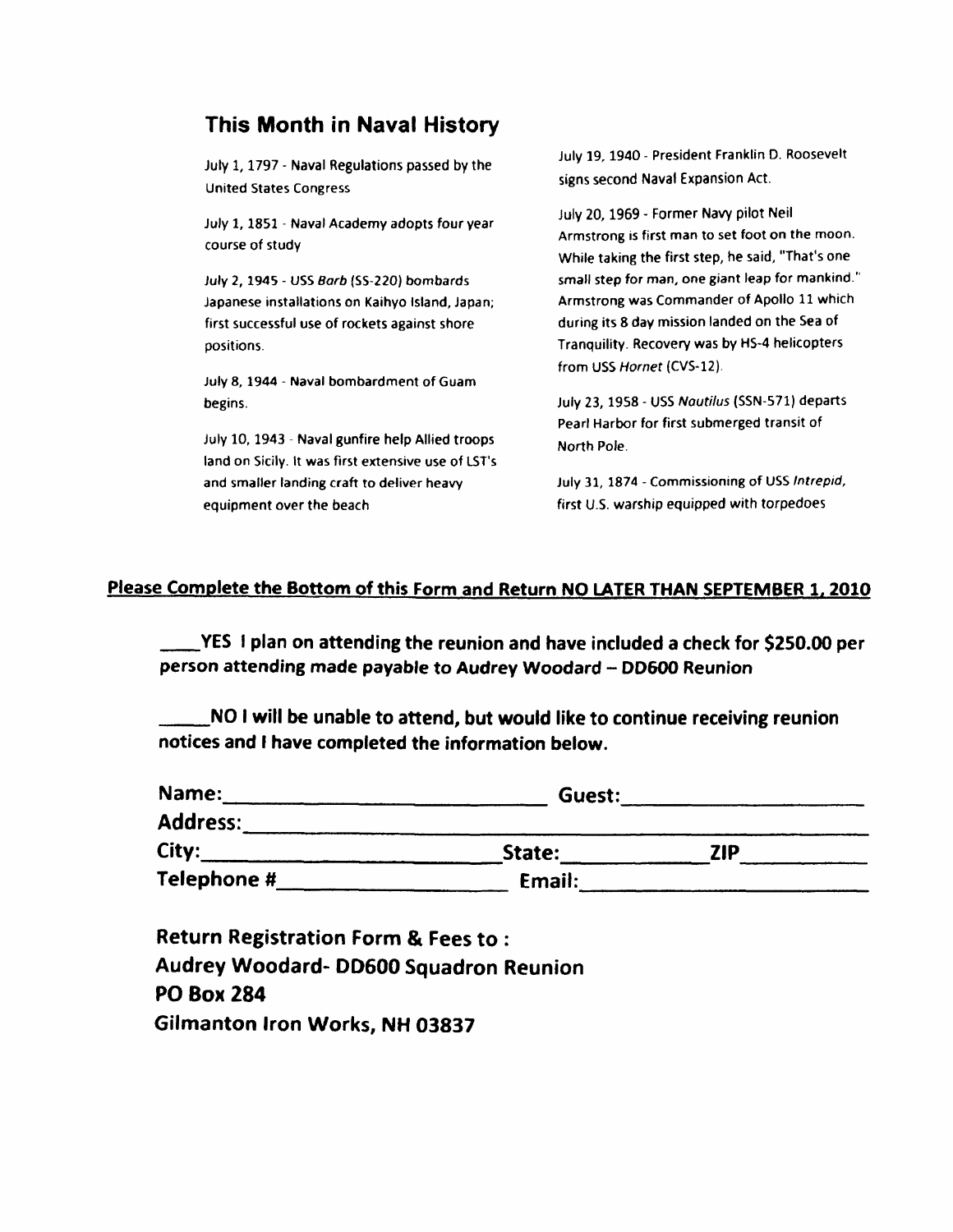## This Month in Naval History

July 1, 1797 - Naval Regulations passed by the United States Congress

July 1, 1851 - Naval Academy adopts four year course of study

July 2, 1945 - USS *Barb* (SS-220) bombards Japanese installations on Kaihyo Island, Japan; first successful use of rockets against shore positions.

July 8, 1944 - Naval bombardment of Guam begins.

July 10, 1943 - Naval gunfire help Allied troops land on Sicily. It was first extensive use of LST's and smaller landing craft to deliver heavy equipment over the beach

July 19, 1940 - President Franklin D. Roosevelt signs second Naval Expansion Act.

July 20, 1969 - Former Navy pilot Neil Armstrong is first man to set foot on the moon. While taking the first step, he said, "That's one small step for man, one giant leap for mankind." Armstrong was Commander of Apollo 11 which during its 8 day mission landed on the Sea of Tranquility. Recovery was by HS-4 helicopters from USS *Hornet* (CVS-12).

July 23, 1958 - USS *Nautilus* (SSN-571) departs Pearl Harbor for first submerged transit of North Pole.

July 31, 1874 - Commissioning of USS *Intrepid*, first U.S. warship equipped with torpedoes

**Please Complete the Bottom of this Form and Return NO LATER THAN SEPTEMBER 1, 2010**

**____YES I plan on attending the reunion and have included a check for $250.00 per person attending made payable to Audrey Woodard – DD600 Reunion**

**_____NO I will be unable to attend, but would like to continue receiving reunion notices and I have completed the information below.**

**Name:_____________________________ Guest:_____________________**

**Address:_____________________________________________________**

**City:___________________________State:____________ZIP___________**

**Telephone #___________________ Email:__________________________**

**Return Registration Form & Fees to :**
**Audrey Woodard- DD600 Squadron Reunion**
**PO Box 284**
**Gilmanton Iron Works, NH 03837**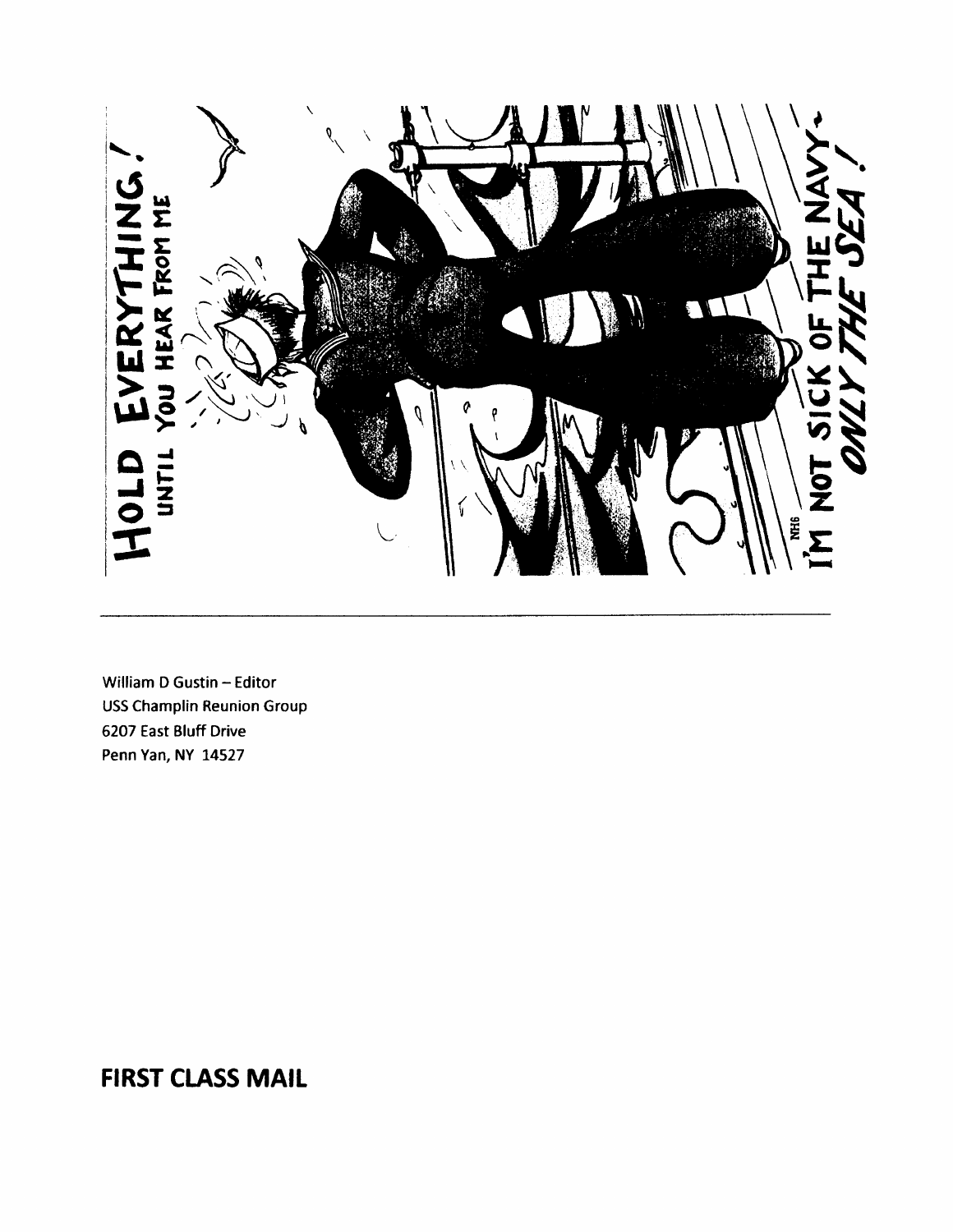HOLD EVERYTHING!
UNTIL YOU HEAR FROM ME

I'M NOT SICK OF THE NAVY-
ONLY THE SEA!

William D Gustin – Editor
USS Champlin Reunion Group
6207 East Bluff Drive
Penn Yan, NY 14527

**FIRST CLASS MAIL**